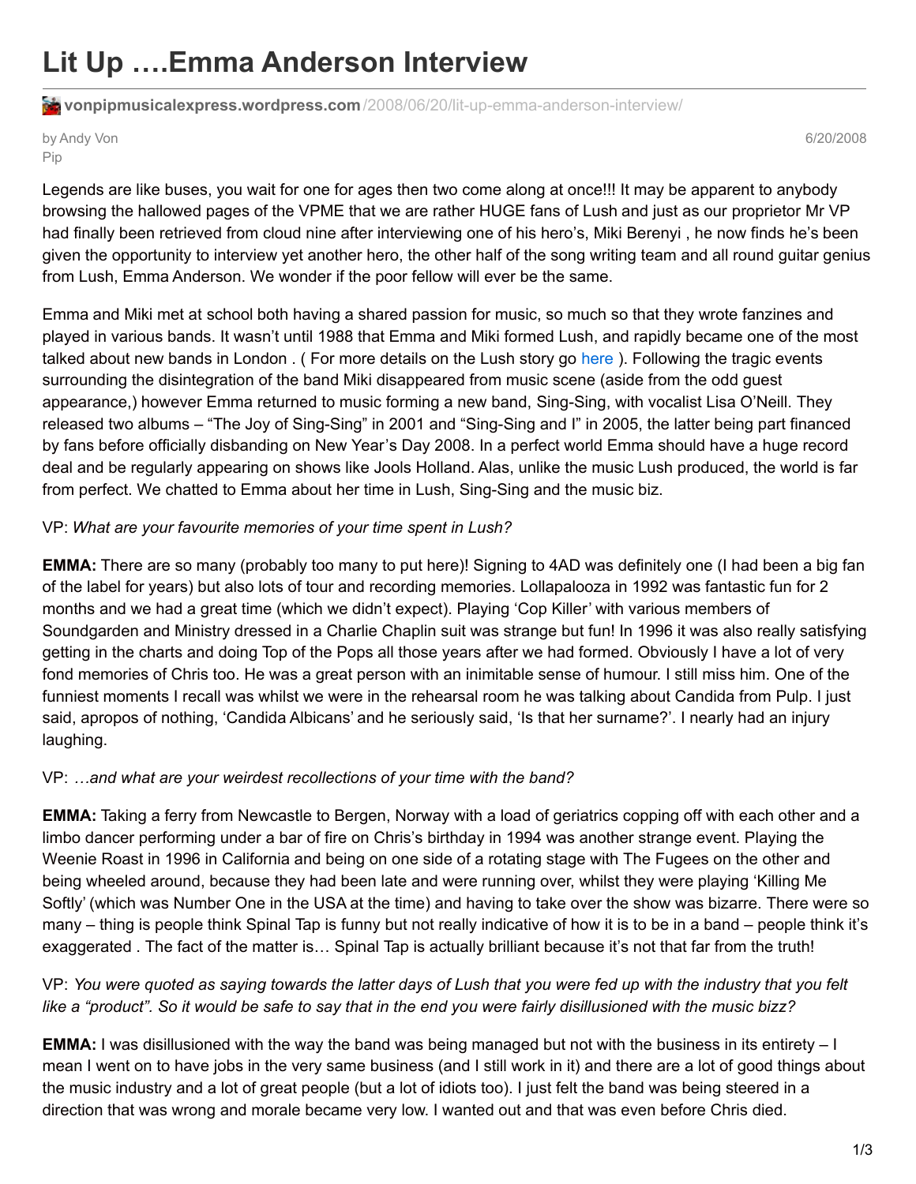# Lit Up ….Emma Anderson Interview

**vonpipmusicalexpress.wordpress.com**/2008/06/20/lit-up-emma-anderson-interview/

by Andy Von Pip

6/20/2008

Legends are like buses, you wait for one for ages then two come along at once!!! It may be apparent to anybody browsing the hallowed pages of the VPME that we are rather HUGE fans of Lush and just as our proprietor Mr VP had finally been retrieved from cloud nine after interviewing one of his hero's, Miki Berenyi , he now finds he's been given the opportunity to interview yet another hero, the other half of the song writing team and all round guitar genius from Lush, Emma Anderson. We wonder if the poor fellow will ever be the same.

Emma and Miki met at school both having a shared passion for music, so much so that they wrote fanzines and played in various bands. It wasn't until 1988 that Emma and Miki formed Lush, and rapidly became one of the most talked about new bands in London . ( For more details on the Lush story go here ). Following the tragic events surrounding the disintegration of the band Miki disappeared from music scene (aside from the odd guest appearance,) however Emma returned to music forming a new band, Sing-Sing, with vocalist Lisa O'Neill. They released two albums – "The Joy of Sing-Sing" in 2001 and "Sing-Sing and I" in 2005, the latter being part financed by fans before officially disbanding on New Year's Day 2008. In a perfect world Emma should have a huge record deal and be regularly appearing on shows like Jools Holland. Alas, unlike the music Lush produced, the world is far from perfect. We chatted to Emma about her time in Lush, Sing-Sing and the music biz.

VP: *What are your favourite memories of your time spent in Lush?*

**EMMA:** There are so many (probably too many to put here)! Signing to 4AD was definitely one (I had been a big fan of the label for years) but also lots of tour and recording memories. Lollapalooza in 1992 was fantastic fun for 2 months and we had a great time (which we didn't expect). Playing 'Cop Killer' with various members of Soundgarden and Ministry dressed in a Charlie Chaplin suit was strange but fun! In 1996 it was also really satisfying getting in the charts and doing Top of the Pops all those years after we had formed. Obviously I have a lot of very fond memories of Chris too. He was a great person with an inimitable sense of humour. I still miss him. One of the funniest moments I recall was whilst we were in the rehearsal room he was talking about Candida from Pulp. I just said, apropos of nothing, 'Candida Albicans' and he seriously said, 'Is that her surname?'. I nearly had an injury laughing.

VP: *…and what are your weirdest recollections of your time with the band?*

**EMMA:** Taking a ferry from Newcastle to Bergen, Norway with a load of geriatrics copping off with each other and a limbo dancer performing under a bar of fire on Chris's birthday in 1994 was another strange event. Playing the Weenie Roast in 1996 in California and being on one side of a rotating stage with The Fugees on the other and being wheeled around, because they had been late and were running over, whilst they were playing 'Killing Me Softly' (which was Number One in the USA at the time) and having to take over the show was bizarre. There were so many – thing is people think Spinal Tap is funny but not really indicative of how it is to be in a band – people think it's exaggerated . The fact of the matter is… Spinal Tap is actually brilliant because it's not that far from the truth!

VP: *You were quoted as saying towards the latter days of Lush that you were fed up with the industry that you felt like a "product". So it would be safe to say that in the end you were fairly disillusioned with the music bizz?*

**EMMA:** I was disillusioned with the way the band was being managed but not with the business in its entirety – I mean I went on to have jobs in the very same business (and I still work in it) and there are a lot of good things about the music industry and a lot of great people (but a lot of idiots too). I just felt the band was being steered in a direction that was wrong and morale became very low. I wanted out and that was even before Chris died.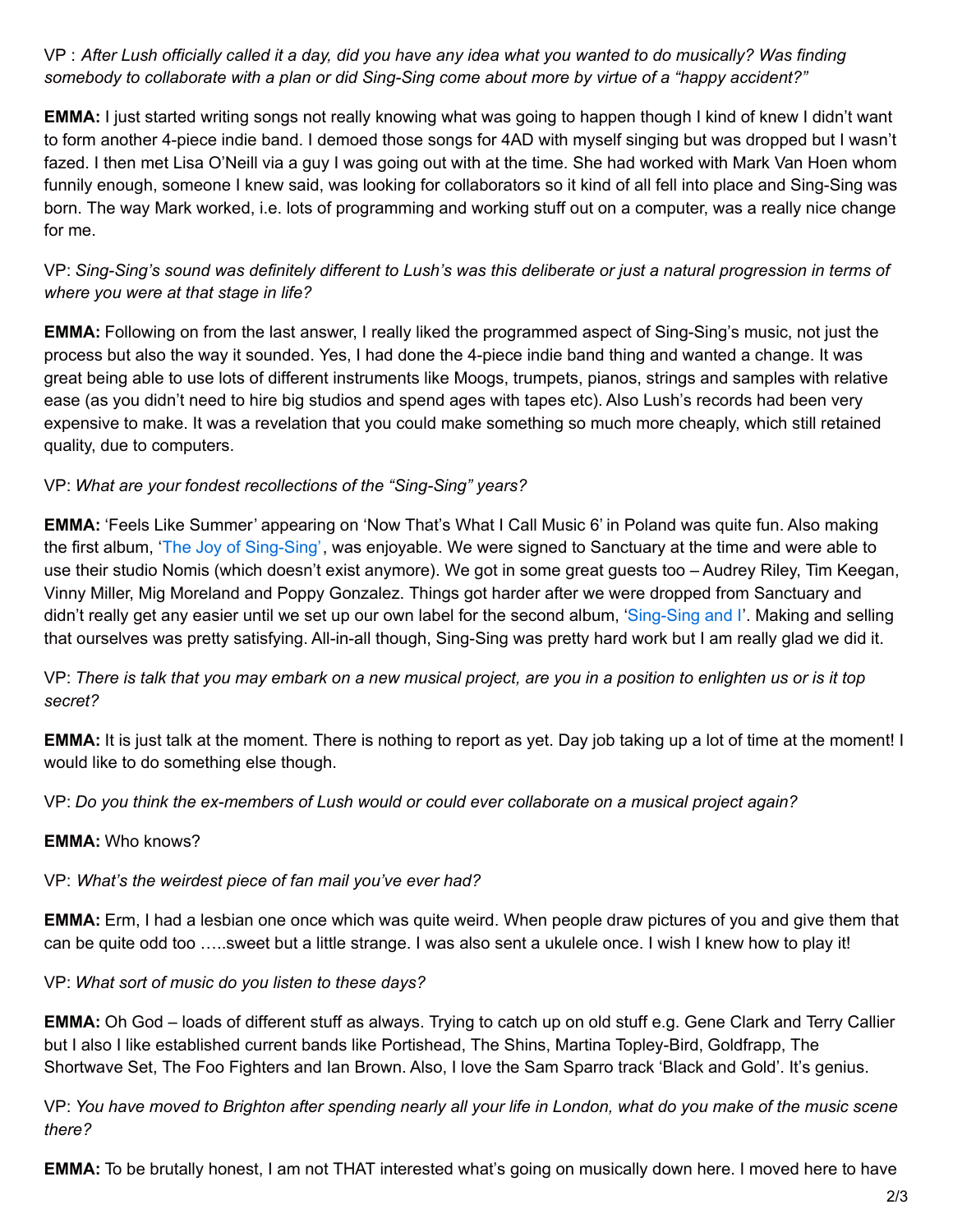VP : *After Lush officially called it a day, did you have any idea what you wanted to do musically? Was finding somebody to collaborate with a plan or did Sing-Sing come about more by virtue of a "happy accident?"*

**EMMA:** I just started writing songs not really knowing what was going to happen though I kind of knew I didn't want to form another 4-piece indie band. I demoed those songs for 4AD with myself singing but was dropped but I wasn't fazed. I then met Lisa O'Neill via a guy I was going out with at the time. She had worked with Mark Van Hoen whom funnily enough, someone I knew said, was looking for collaborators so it kind of all fell into place and Sing-Sing was born. The way Mark worked, i.e. lots of programming and working stuff out on a computer, was a really nice change for me.

VP: *Sing-Sing's sound was definitely different to Lush's was this deliberate or just a natural progression in terms of where you were at that stage in life?*

**EMMA:** Following on from the last answer, I really liked the programmed aspect of Sing-Sing's music, not just the process but also the way it sounded. Yes, I had done the 4-piece indie band thing and wanted a change. It was great being able to use lots of different instruments like Moogs, trumpets, pianos, strings and samples with relative ease (as you didn't need to hire big studios and spend ages with tapes etc). Also Lush's records had been very expensive to make. It was a revelation that you could make something so much more cheaply, which still retained quality, due to computers.

VP: *What are your fondest recollections of the "Sing-Sing" years?*

**EMMA:** 'Feels Like Summer' appearing on 'Now That's What I Call Music 6' in Poland was quite fun. Also making the first album, 'The Joy of Sing-Sing', was enjoyable. We were signed to Sanctuary at the time and were able to use their studio Nomis (which doesn't exist anymore). We got in some great guests too – Audrey Riley, Tim Keegan, Vinny Miller, Mig Moreland and Poppy Gonzalez. Things got harder after we were dropped from Sanctuary and didn't really get any easier until we set up our own label for the second album, 'Sing-Sing and I'. Making and selling that ourselves was pretty satisfying. All-in-all though, Sing-Sing was pretty hard work but I am really glad we did it.

VP: *There is talk that you may embark on a new musical project, are you in a position to enlighten us or is it top secret?*

**EMMA:** It is just talk at the moment. There is nothing to report as yet. Day job taking up a lot of time at the moment! I would like to do something else though.

VP: *Do you think the ex-members of Lush would or could ever collaborate on a musical project again?*

**EMMA:** Who knows?

VP: *What's the weirdest piece of fan mail you've ever had?*

**EMMA:** Erm, I had a lesbian one once which was quite weird. When people draw pictures of you and give them that can be quite odd too …..sweet but a little strange. I was also sent a ukulele once. I wish I knew how to play it!

VP: *What sort of music do you listen to these days?*

**EMMA:** Oh God – loads of different stuff as always. Trying to catch up on old stuff e.g. Gene Clark and Terry Callier but I also I like established current bands like Portishead, The Shins, Martina Topley-Bird, Goldfrapp, The Shortwave Set, The Foo Fighters and Ian Brown. Also, I love the Sam Sparro track 'Black and Gold'. It's genius.

VP: *You have moved to Brighton after spending nearly all your life in London, what do you make of the music scene there?*

**EMMA:** To be brutally honest, I am not THAT interested what's going on musically down here. I moved here to have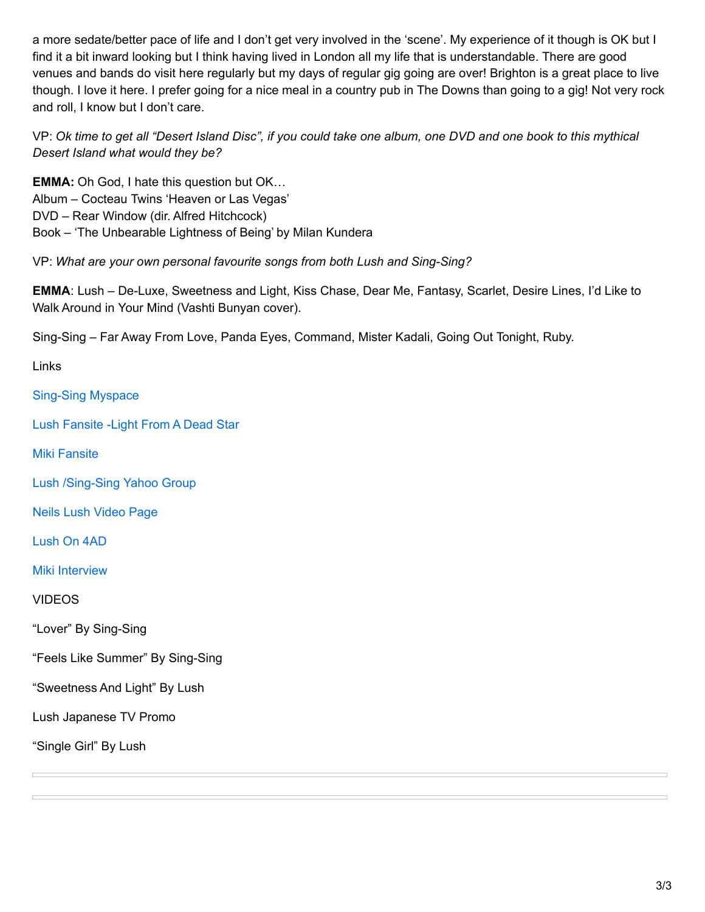a more sedate/better pace of life and I don't get very involved in the 'scene'. My experience of it though is OK but I find it a bit inward looking but I think having lived in London all my life that is understandable. There are good venues and bands do visit here regularly but my days of regular gig going are over! Brighton is a great place to live though. I love it here. I prefer going for a nice meal in a country pub in The Downs than going to a gig! Not very rock and roll, I know but I don't care.

VP: *Ok time to get all "Desert Island Disc", if you could take one album, one DVD and one book to this mythical Desert Island what would they be?*

**EMMA:** Oh God, I hate this question but OK…
Album – Cocteau Twins 'Heaven or Las Vegas'
DVD – Rear Window (dir. Alfred Hitchcock)
Book – 'The Unbearable Lightness of Being' by Milan Kundera

VP: *What are your own personal favourite songs from both Lush and Sing-Sing?*

**EMMA**: Lush – De-Luxe, Sweetness and Light, Kiss Chase, Dear Me, Fantasy, Scarlet, Desire Lines, I'd Like to Walk Around in Your Mind (Vashti Bunyan cover).

Sing-Sing – Far Away From Love, Panda Eyes, Command, Mister Kadali, Going Out Tonight, Ruby.

Links

Sing-Sing Myspace

Lush Fansite -Light From A Dead Star

Miki Fansite

Lush /Sing-Sing Yahoo Group

Neils Lush Video Page

Lush On 4AD

Miki Interview

VIDEOS

"Lover" By Sing-Sing

"Feels Like Summer" By Sing-Sing

"Sweetness And Light" By Lush

Lush Japanese TV Promo

"Single Girl" By Lush